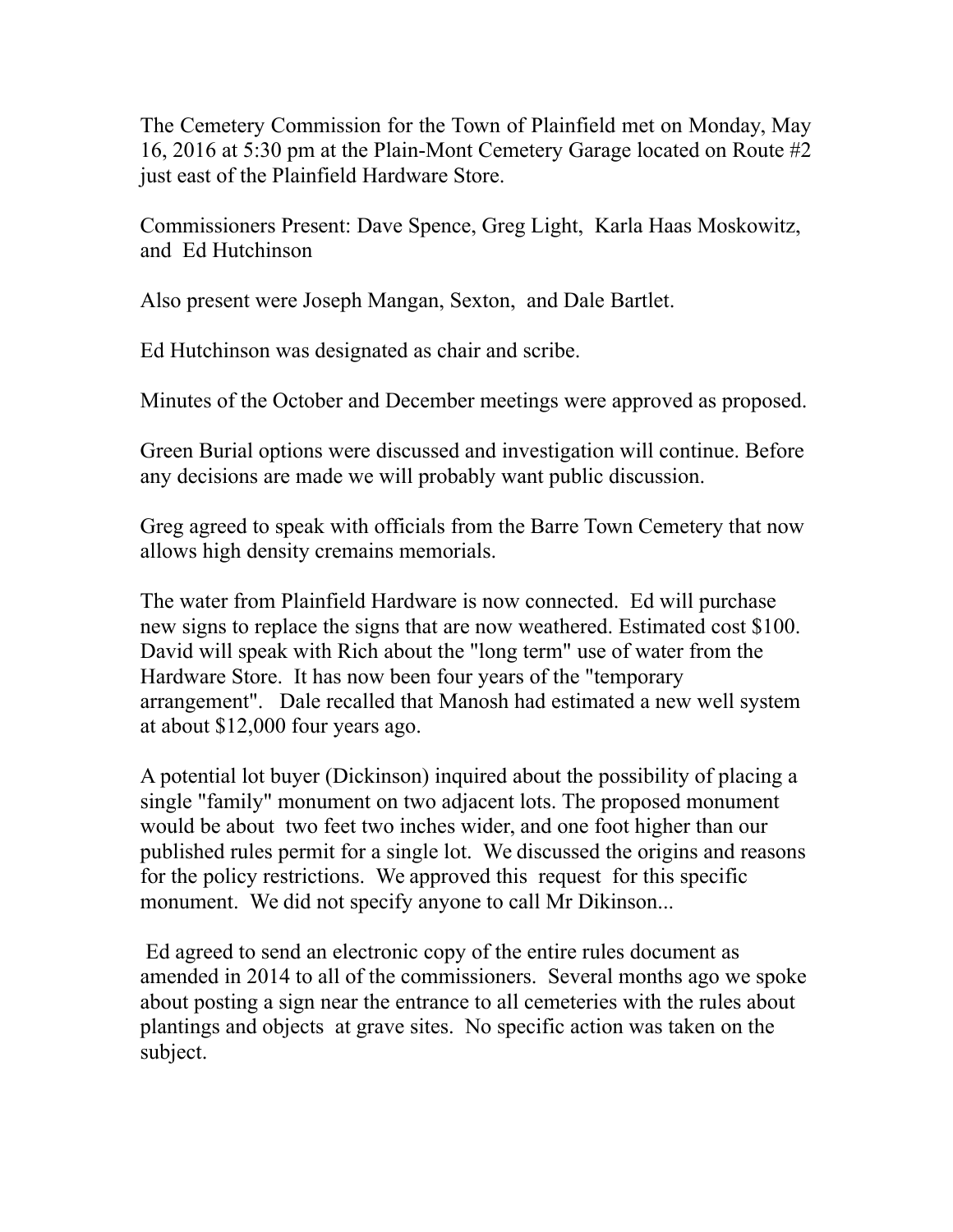The Cemetery Commission for the Town of Plainfield met on Monday, May 16, 2016 at 5:30 pm at the Plain-Mont Cemetery Garage located on Route #2 just east of the Plainfield Hardware Store.

Commissioners Present: Dave Spence, Greg Light, Karla Haas Moskowitz, and Ed Hutchinson

Also present were Joseph Mangan, Sexton, and Dale Bartlet.

Ed Hutchinson was designated as chair and scribe.

Minutes of the October and December meetings were approved as proposed.

Green Burial options were discussed and investigation will continue. Before any decisions are made we will probably want public discussion.

Greg agreed to speak with officials from the Barre Town Cemetery that now allows high density cremains memorials.

The water from Plainfield Hardware is now connected. Ed will purchase new signs to replace the signs that are now weathered. Estimated cost $100. David will speak with Rich about the "long term" use of water from the Hardware Store. It has now been four years of the "temporary arrangement". Dale recalled that Manosh had estimated a new well system at about $12,000 four years ago.

A potential lot buyer (Dickinson) inquired about the possibility of placing a single "family" monument on two adjacent lots. The proposed monument would be about two feet two inches wider, and one foot higher than our published rules permit for a single lot. We discussed the origins and reasons for the policy restrictions. We approved this request for this specific monument. We did not specify anyone to call Mr Dikinson...

Ed agreed to send an electronic copy of the entire rules document as amended in 2014 to all of the commissioners. Several months ago we spoke about posting a sign near the entrance to all cemeteries with the rules about plantings and objects at grave sites. No specific action was taken on the subject.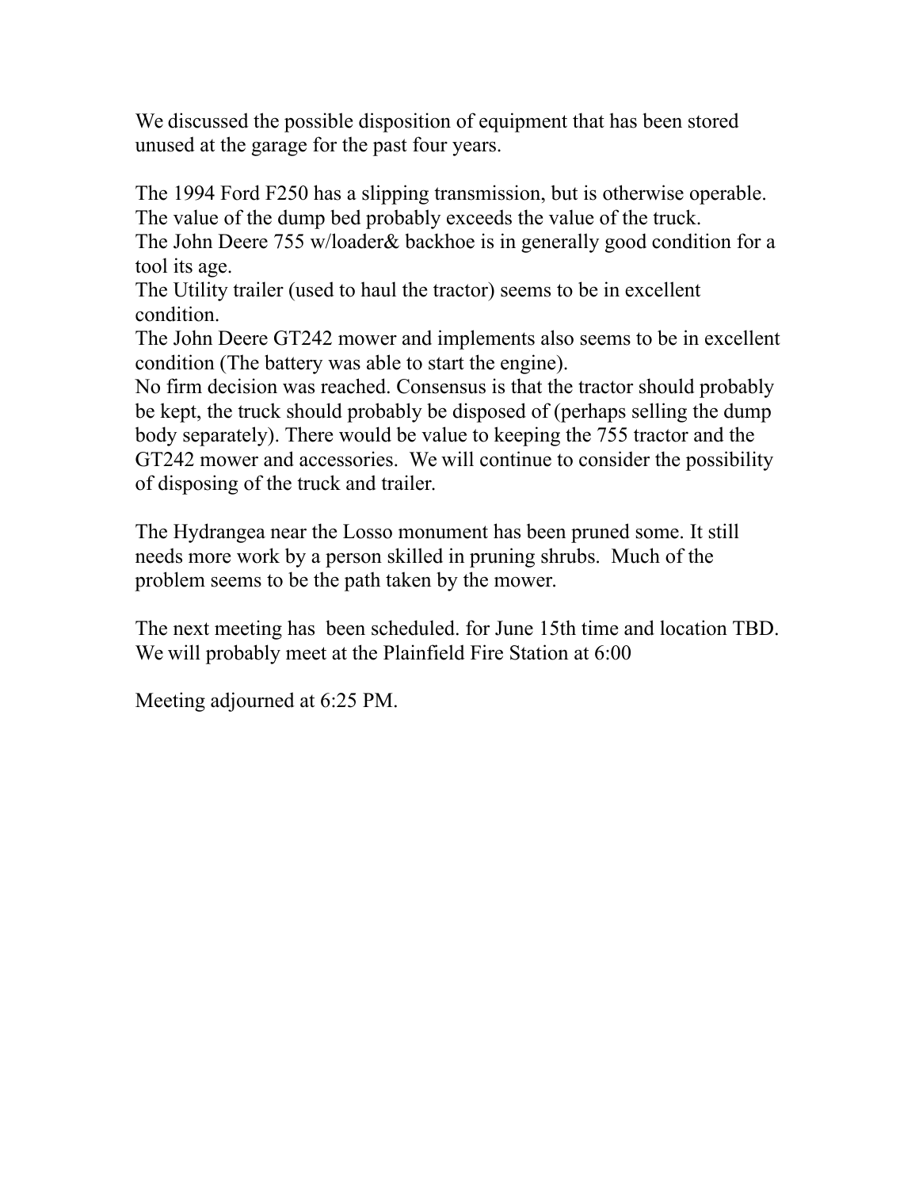We discussed the possible disposition of equipment that has been stored unused at the garage for the past four years.

The 1994 Ford F250 has a slipping transmission, but is otherwise operable. The value of the dump bed probably exceeds the value of the truck.
The John Deere 755 w/loader& backhoe is in generally good condition for a tool its age.
The Utility trailer (used to haul the tractor) seems to be in excellent condition.
The John Deere GT242 mower and implements also seems to be in excellent condition (The battery was able to start the engine).
No firm decision was reached. Consensus is that the tractor should probably be kept, the truck should probably be disposed of (perhaps selling the dump body separately). There would be value to keeping the 755 tractor and the GT242 mower and accessories. We will continue to consider the possibility of disposing of the truck and trailer.

The Hydrangea near the Losso monument has been pruned some. It still needs more work by a person skilled in pruning shrubs. Much of the problem seems to be the path taken by the mower.

The next meeting has been scheduled. for June 15th time and location TBD. We will probably meet at the Plainfield Fire Station at 6:00

Meeting adjourned at 6:25 PM.